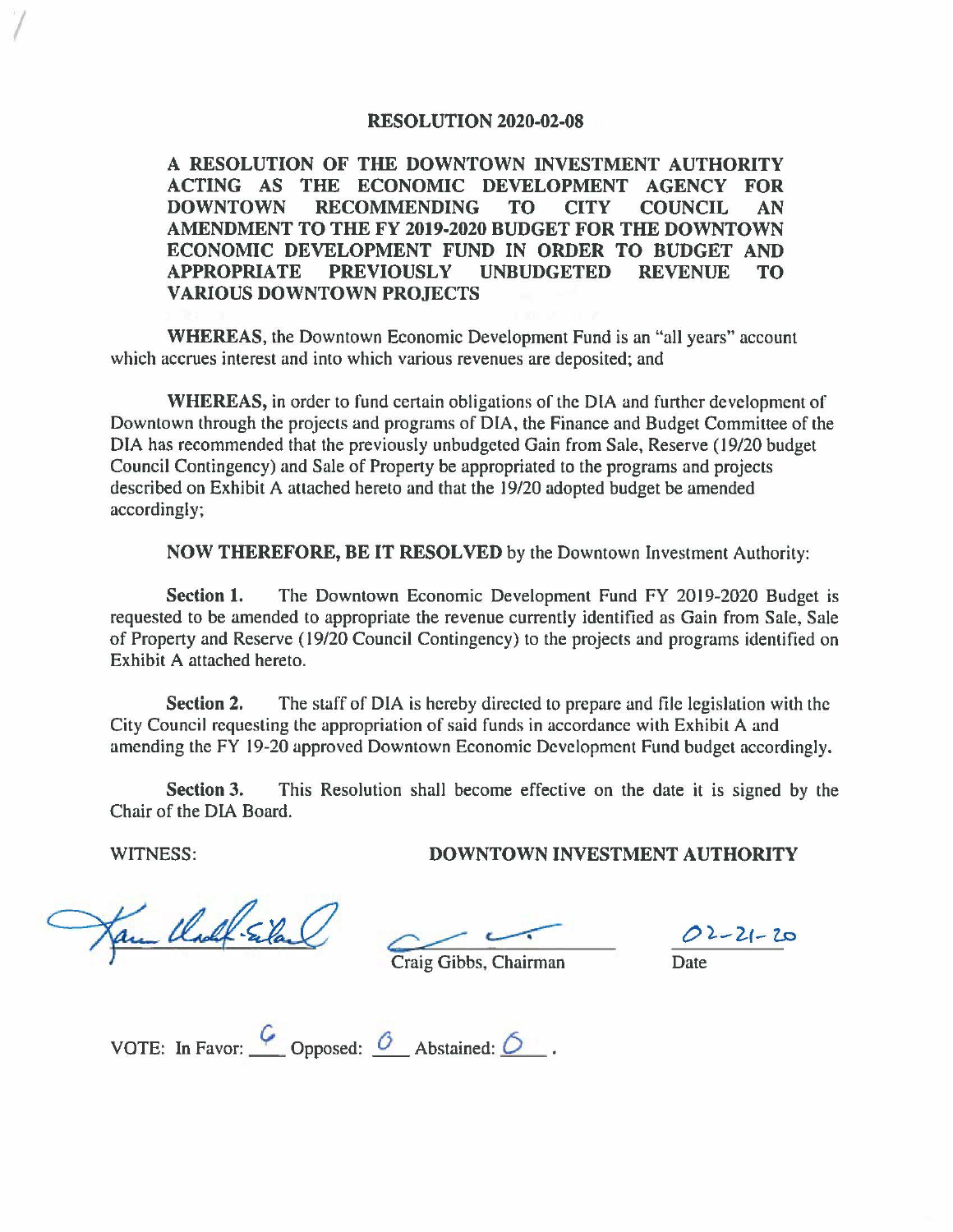# RESOLUTION 2020-02-08

**A RESOLUTION OF THE DOWNTOWN INVESTMENT AUTHORITY ACTING AS THE ECONOMIC DEVELOPMENT AGENCY FOR DOWNTOWN RECOMMENDING TO CITY COUNCIL AN AMENDMENT TO THE FY 2019-2020 BUDGET FOR THE DOWNTOWN ECONOMIC DEVELOPMENT FUND IN ORDER TO BUDGET AND APPROPRIATE PREVIOUSLY UNBUDGETED REVENUE TO VARIOUS DOWNTOWN PROJECTS**

**WHEREAS,** the Downtown Economic Development Fund is an "all years" account which accrues interest and into which various revenues are deposited; and

**WHEREAS,** in order to fund certain obligations of the DIA and further development of Downtown through the projects and programs of DIA, the Finance and Budget Committee of the DIA has recommended that the previously unbudgeted Gain from Sale, Reserve (19/20 budget Council Contingency) and Sale of Property be appropriated to the programs and projects described on Exhibit A attached hereto and that the 19/20 adopted budget be amended accordingly;

**NOW THEREFORE, BE IT RESOLVED** by the Downtown Investment Authority:

**Section 1.** The Downtown Economic Development Fund FY 2019-2020 Budget is requested to be amended to appropriate the revenue currently identified as Gain from Sale, Sale of Property and Reserve (19/20 Council Contingency) to the projects and programs identified on Exhibit A attached hereto.

**Section 2.** The staff of DIA is hereby directed to prepare and file legislation with the City Council requesting the appropriation of said funds in accordance with Exhibit A and amending the FY 19-20 approved Downtown Economic Development Fund budget accordingly.

**Section 3.** This Resolution shall become effective on the date it is signed by the Chair of the DIA Board.

WITNESS: **DOWNTOWN INVESTMENT AUTHORITY**

Craig Gibbs, Chairman

02-21-20
Date

VOTE: In Favor: 6 Opposed: 0 Abstained: 0 .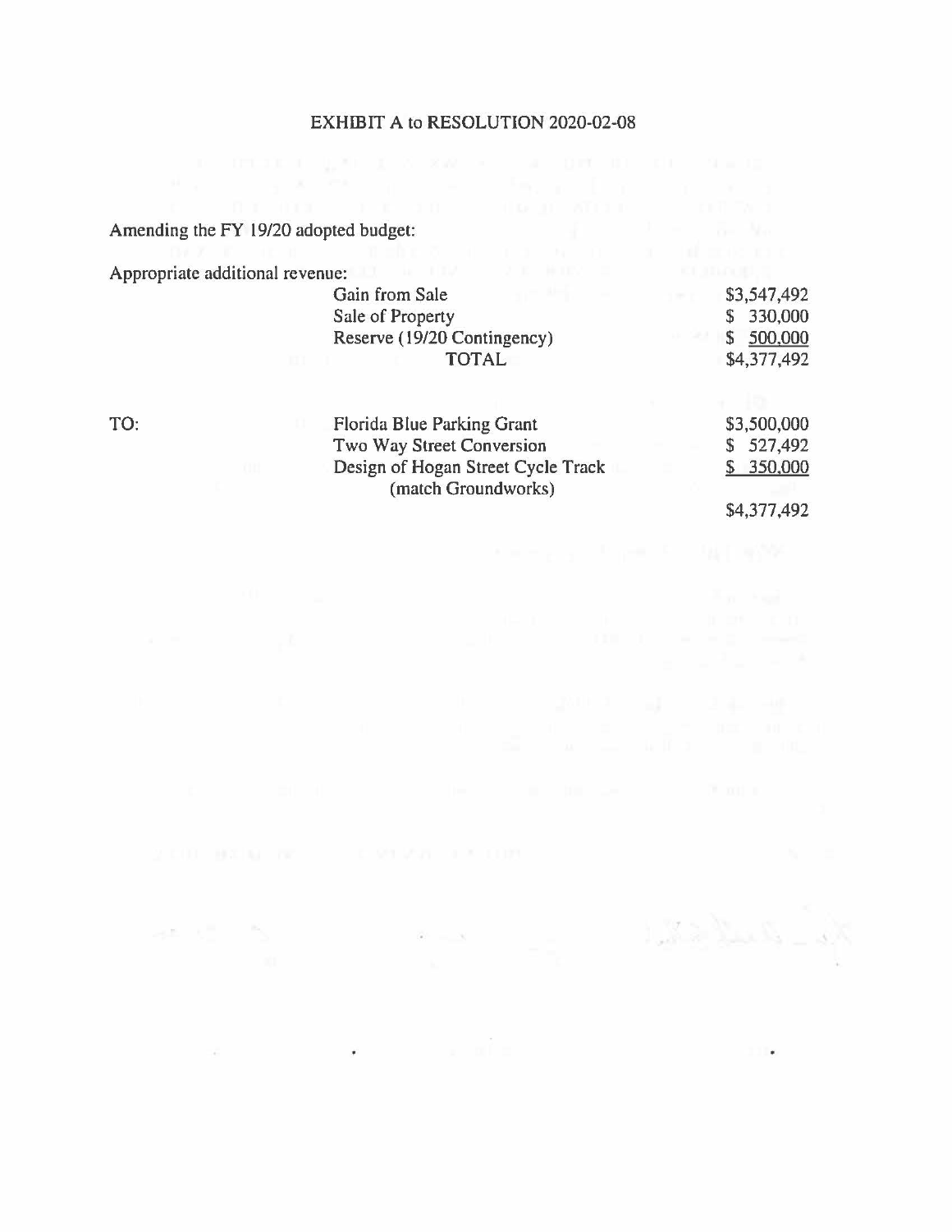# EXHIBIT A to RESOLUTION 2020-02-08

Amending the FY 19/20 adopted budget:

Appropriate additional revenue:

| | | |
|---|---|---|
| | Gain from Sale | $3,547,492 |
| | Sale of Property | $ 330,000 |
| | Reserve (19/20 Contingency) | $ 500,000 |
| | TOTAL | $4,377,492 |
| TO: | Florida Blue Parking Grant | $3,500,000 |
| | Two Way Street Conversion | $ 527,492 |
| | Design of Hogan Street Cycle Track (match Groundworks) | $ 350,000 |
| | | $4,377,492 |